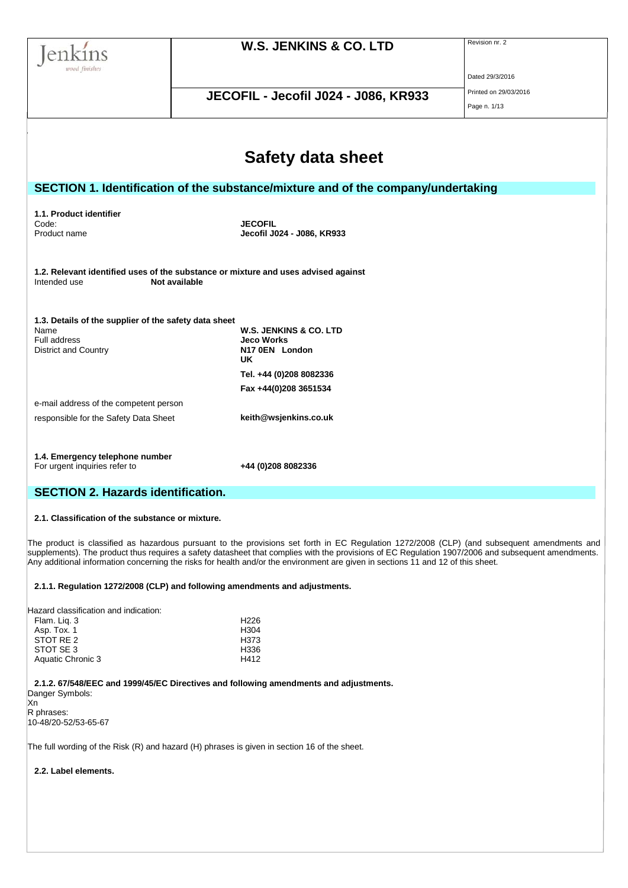# Safety data sheet

## SECTION 1. Identification of the substance/mixture and of the company/undertaking

**1.1. Product identifier**

| | |
|---|---|
| Code: | **JECOFIL** |
| Product name | **Jecofil J024 - J086, KR933** |

**1.2. Relevant identified uses of the substance or mixture and uses advised against**

Intended use **Not available**

**1.3. Details of the supplier of the safety data sheet**

| | |
|---|---|
| Name | **W.S. JENKINS & CO. LTD** |
| Full address | **Jeco Works** |
| District and Country | **N17 0EN London** |
| | **UK** |
| | **Tel. +44 (0)208 8082336** |
| | **Fax +44(0)208 3651534** |
| e-mail address of the competent person responsible for the Safety Data Sheet | **keith@wsjenkins.co.uk** |

**1.4. Emergency telephone number**

For urgent inquiries refer to **+44 (0)208 8082336**

## SECTION 2. Hazards identification.

**2.1. Classification of the substance or mixture.**

The product is classified as hazardous pursuant to the provisions set forth in EC Regulation 1272/2008 (CLP) (and subsequent amendments and supplements). The product thus requires a safety datasheet that complies with the provisions of EC Regulation 1907/2006 and subsequent amendments. Any additional information concerning the risks for health and/or the environment are given in sections 11 and 12 of this sheet.

**2.1.1. Regulation 1272/2008 (CLP) and following amendments and adjustments.**

Hazard classification and indication:

| | |
|---|---|
| Flam. Liq. 3 | H226 |
| Asp. Tox. 1 | H304 |
| STOT RE 2 | H373 |
| STOT SE 3 | H336 |
| Aquatic Chronic 3 | H412 |

**2.1.2. 67/548/EEC and 1999/45/EC Directives and following amendments and adjustments.**

Danger Symbols:
Xn
R phrases:
10-48/20-52/53-65-67

The full wording of the Risk (R) and hazard (H) phrases is given in section 16 of the sheet.

**2.2. Label elements.**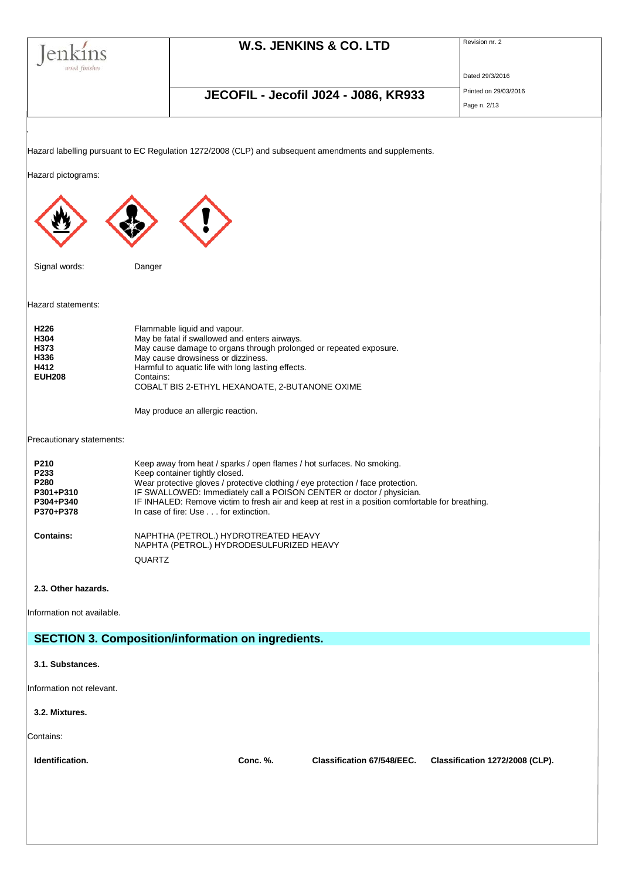Hazard labelling pursuant to EC Regulation 1272/2008 (CLP) and subsequent amendments and supplements.

Hazard pictograms:

Signal words: Danger

Hazard statements:

| | |
|---|---|
| **H226** | Flammable liquid and vapour. |
| **H304** | May be fatal if swallowed and enters airways. |
| **H373** | May cause damage to organs through prolonged or repeated exposure. |
| **H336** | May cause drowsiness or dizziness. |
| **H412** | Harmful to aquatic life with long lasting effects. |
| **EUH208** | Contains: COBALT BIS 2-ETHYL HEXANOATE, 2-BUTANONE OXIME<br><br>May produce an allergic reaction. |

Precautionary statements:

| | |
|---|---|
| **P210** | Keep away from heat / sparks / open flames / hot surfaces. No smoking. |
| **P233** | Keep container tightly closed. |
| **P280** | Wear protective gloves / protective clothing / eye protection / face protection. |
| **P301+P310** | IF SWALLOWED: Immediately call a POISON CENTER or doctor / physician. |
| **P304+P340** | IF INHALED: Remove victim to fresh air and keep at rest in a position comfortable for breathing. |
| **P370+P378** | In case of fire: Use . . . for extinction. |

**Contains:** NAPHTHA (PETROL.) HYDROTREATED HEAVY
NAPHTA (PETROL.) HYDRODESULFURIZED HEAVY

QUARTZ

### 2.3. Other hazards.

Information not available.

## SECTION 3. Composition/information on ingredients.

### 3.1. Substances.

Information not relevant.

### 3.2. Mixtures.

Contains:

| Identification. | Conc. %. | Classification 67/548/EEC. | Classification 1272/2008 (CLP). |
|---|---|---|---|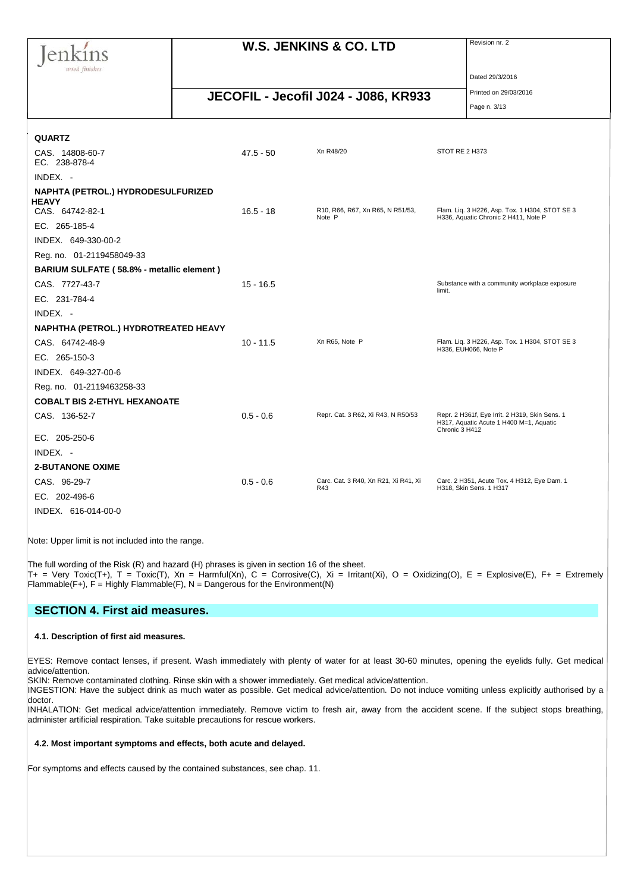| | | | |
|---|---|---|---|
| **QUARTZ** | | | |
| CAS. 14808-60-7<br>EC. 238-878-4 | 47.5 - 50 | Xn R48/20 | STOT RE 2 H373 |
| INDEX. - | | | |
| **NAPHTA (PETROL.) HYDRODESULFURIZED HEAVY** | | | |
| CAS. 64742-82-1 | 16.5 - 18 | R10, R66, R67, Xn R65, N R51/53, Note P | Flam. Liq. 3 H226, Asp. Tox. 1 H304, STOT SE 3 H336, Aquatic Chronic 2 H411, Note P |
| EC. 265-185-4 | | | |
| INDEX. 649-330-00-2 | | | |
| Reg. no. 01-2119458049-33 | | | |
| **BARIUM SULFATE ( 58.8% - metallic element )** | | | |
| CAS. 7727-43-7 | 15 - 16.5 | | Substance with a community workplace exposure limit. |
| EC. 231-784-4 | | | |
| INDEX. - | | | |
| **NAPHTHA (PETROL.) HYDROTREATED HEAVY** | | | |
| CAS. 64742-48-9 | 10 - 11.5 | Xn R65, Note P | Flam. Liq. 3 H226, Asp. Tox. 1 H304, STOT SE 3 H336, EUH066, Note P |
| EC. 265-150-3 | | | |
| INDEX. 649-327-00-6 | | | |
| Reg. no. 01-2119463258-33 | | | |
| **COBALT BIS 2-ETHYL HEXANOATE** | | | |
| CAS. 136-52-7 | 0.5 - 0.6 | Repr. Cat. 3 R62, Xi R43, N R50/53 | Repr. 2 H361f, Eye Irrit. 2 H319, Skin Sens. 1 H317, Aquatic Acute 1 H400 M=1, Aquatic Chronic 3 H412 |
| EC. 205-250-6 | | | |
| INDEX. - | | | |
| **2-BUTANONE OXIME** | | | |
| CAS. 96-29-7 | 0.5 - 0.6 | Carc. Cat. 3 R40, Xn R21, Xi R41, Xi R43 | Carc. 2 H351, Acute Tox. 4 H312, Eye Dam. 1 H318, Skin Sens. 1 H317 |
| EC. 202-496-6 | | | |
| INDEX. 616-014-00-0 | | | |

Note: Upper limit is not included into the range.

The full wording of the Risk (R) and hazard (H) phrases is given in section 16 of the sheet.
T+ = Very Toxic(T+), T = Toxic(T), Xn = Harmful(Xn), C = Corrosive(C), Xi = Irritant(Xi), O = Oxidizing(O), E = Explosive(E), F+ = Extremely Flammable(F+), F = Highly Flammable(F), N = Dangerous for the Environment(N)

## SECTION 4. First aid measures.

### 4.1. Description of first aid measures.

EYES: Remove contact lenses, if present. Wash immediately with plenty of water for at least 30-60 minutes, opening the eyelids fully. Get medical advice/attention.
SKIN: Remove contaminated clothing. Rinse skin with a shower immediately. Get medical advice/attention.
INGESTION: Have the subject drink as much water as possible. Get medical advice/attention. Do not induce vomiting unless explicitly authorised by a doctor.
INHALATION: Get medical advice/attention immediately. Remove victim to fresh air, away from the accident scene. If the subject stops breathing, administer artificial respiration. Take suitable precautions for rescue workers.

### 4.2. Most important symptoms and effects, both acute and delayed.

For symptoms and effects caused by the contained substances, see chap. 11.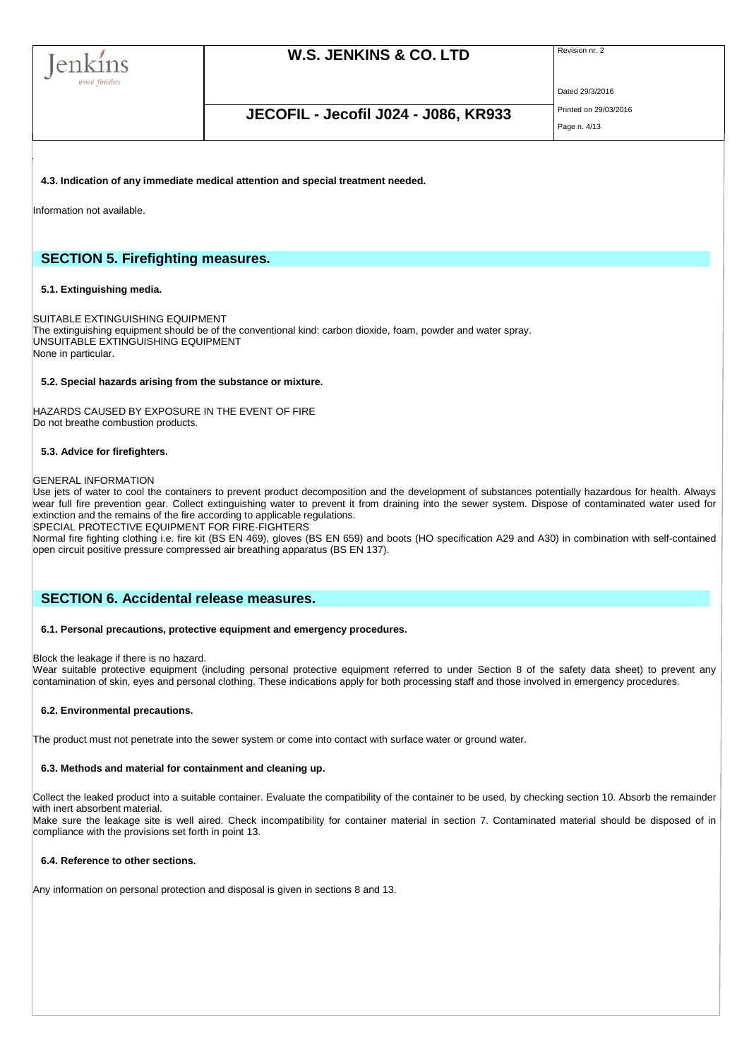#### 4.3. Indication of any immediate medical attention and special treatment needed.

Information not available.

## SECTION 5. Firefighting measures.

#### 5.1. Extinguishing media.

SUITABLE EXTINGUISHING EQUIPMENT
The extinguishing equipment should be of the conventional kind: carbon dioxide, foam, powder and water spray.
UNSUITABLE EXTINGUISHING EQUIPMENT
None in particular.

#### 5.2. Special hazards arising from the substance or mixture.

HAZARDS CAUSED BY EXPOSURE IN THE EVENT OF FIRE
Do not breathe combustion products.

#### 5.3. Advice for firefighters.

GENERAL INFORMATION
Use jets of water to cool the containers to prevent product decomposition and the development of substances potentially hazardous for health. Always wear full fire prevention gear. Collect extinguishing water to prevent it from draining into the sewer system. Dispose of contaminated water used for extinction and the remains of the fire according to applicable regulations.
SPECIAL PROTECTIVE EQUIPMENT FOR FIRE-FIGHTERS
Normal fire fighting clothing i.e. fire kit (BS EN 469), gloves (BS EN 659) and boots (HO specification A29 and A30) in combination with self-contained open circuit positive pressure compressed air breathing apparatus (BS EN 137).

## SECTION 6. Accidental release measures.

#### 6.1. Personal precautions, protective equipment and emergency procedures.

Block the leakage if there is no hazard.
Wear suitable protective equipment (including personal protective equipment referred to under Section 8 of the safety data sheet) to prevent any contamination of skin, eyes and personal clothing. These indications apply for both processing staff and those involved in emergency procedures.

#### 6.2. Environmental precautions.

The product must not penetrate into the sewer system or come into contact with surface water or ground water.

#### 6.3. Methods and material for containment and cleaning up.

Collect the leaked product into a suitable container. Evaluate the compatibility of the container to be used, by checking section 10. Absorb the remainder with inert absorbent material.
Make sure the leakage site is well aired. Check incompatibility for container material in section 7. Contaminated material should be disposed of in compliance with the provisions set forth in point 13.

#### 6.4. Reference to other sections.

Any information on personal protection and disposal is given in sections 8 and 13.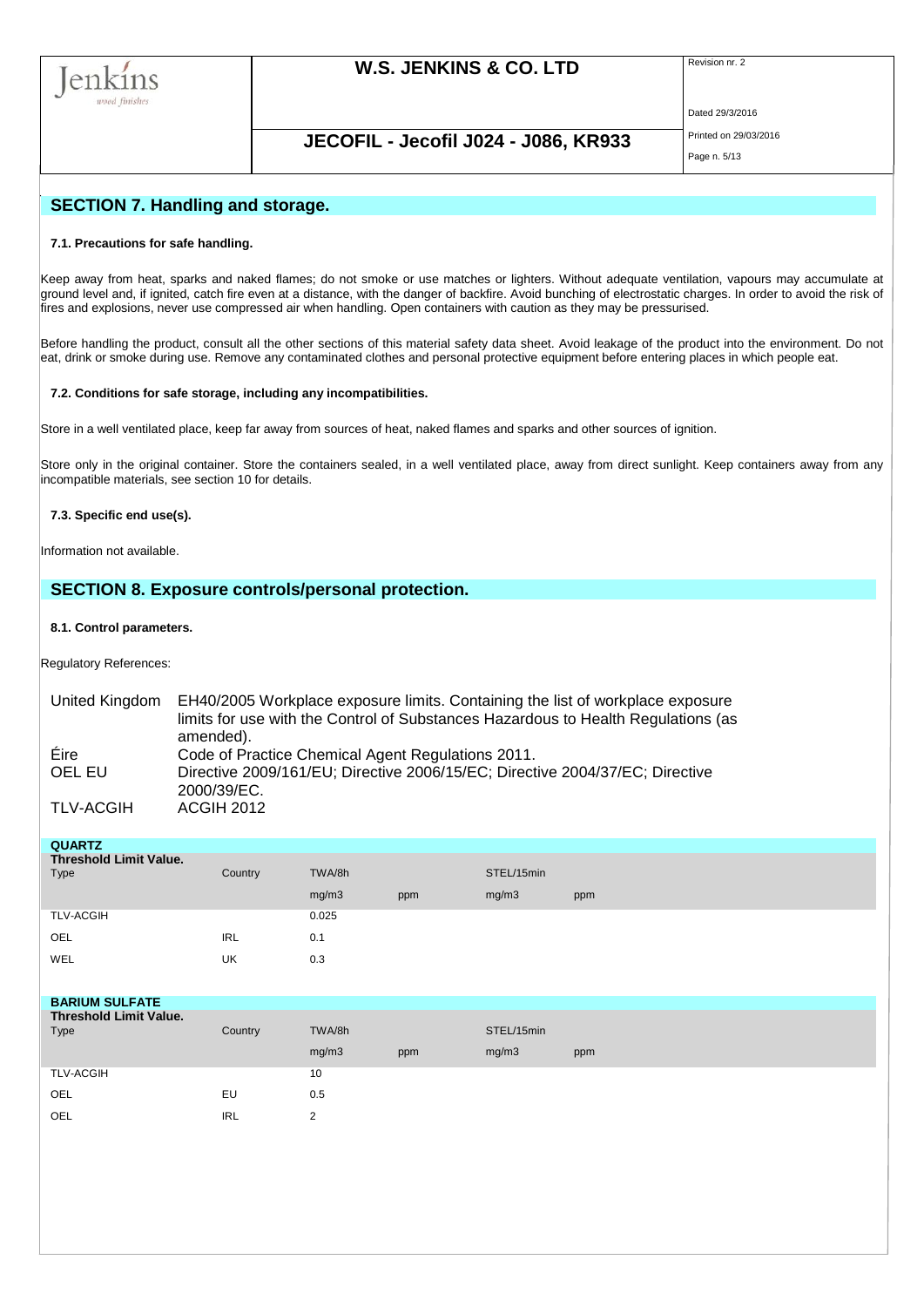## SECTION 7. Handling and storage.

### 7.1. Precautions for safe handling.

Keep away from heat, sparks and naked flames; do not smoke or use matches or lighters. Without adequate ventilation, vapours may accumulate at ground level and, if ignited, catch fire even at a distance, with the danger of backfire. Avoid bunching of electrostatic charges. In order to avoid the risk of fires and explosions, never use compressed air when handling. Open containers with caution as they may be pressurised.

Before handling the product, consult all the other sections of this material safety data sheet. Avoid leakage of the product into the environment. Do not eat, drink or smoke during use. Remove any contaminated clothes and personal protective equipment before entering places in which people eat.

### 7.2. Conditions for safe storage, including any incompatibilities.

Store in a well ventilated place, keep far away from sources of heat, naked flames and sparks and other sources of ignition.

Store only in the original container. Store the containers sealed, in a well ventilated place, away from direct sunlight. Keep containers away from any incompatible materials, see section 10 for details.

### 7.3. Specific end use(s).

Information not available.

## SECTION 8. Exposure controls/personal protection.

### 8.1. Control parameters.

Regulatory References:

| | |
|---|---|
| United Kingdom | EH40/2005 Workplace exposure limits. Containing the list of workplace exposure limits for use with the Control of Substances Hazardous to Health Regulations (as amended). |
| Éire | Code of Practice Chemical Agent Regulations 2011. |
| OEL EU | Directive 2009/161/EU; Directive 2006/15/EC; Directive 2004/37/EC; Directive 2000/39/EC. |
| TLV-ACGIH | ACGIH 2012 |

**QUARTZ**

| Threshold Limit Value. Type | Country | TWA/8h | | STEL/15min | |
|---|---|---|---|---|---|
| | | mg/m3 | ppm | mg/m3 | ppm |
| TLV-ACGIH | | 0.025 | | | |
| OEL | IRL | 0.1 | | | |
| WEL | UK | 0.3 | | | |

**BARIUM SULFATE**

| Threshold Limit Value. Type | Country | TWA/8h | | STEL/15min | |
|---|---|---|---|---|---|
| | | mg/m3 | ppm | mg/m3 | ppm |
| TLV-ACGIH | | 10 | | | |
| OEL | EU | 0.5 | | | |
| OEL | IRL | 2 | | | |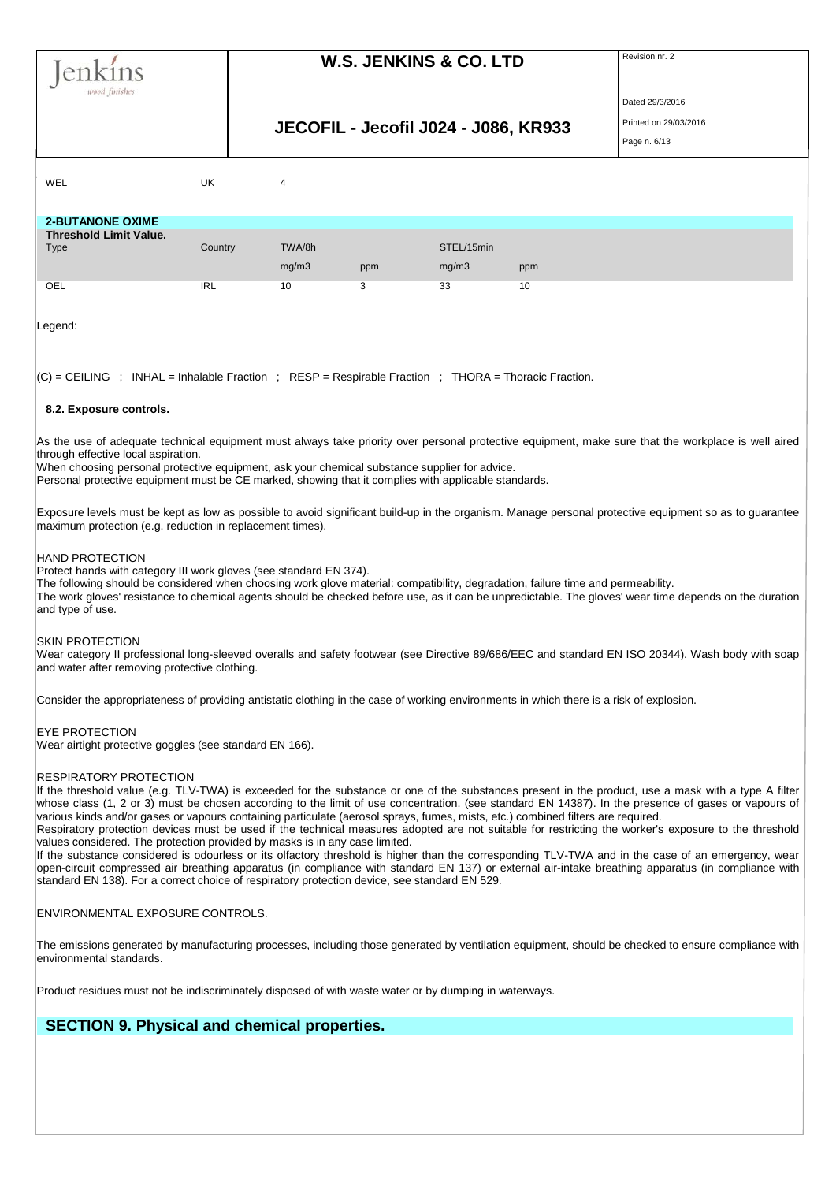| | | |
|---|---|---|
| WEL | UK | 4 |

**2-BUTANONE OXIME**

| Threshold Limit Value. | | | | | |
|---|---|---|---|---|---|
| Type | Country | TWA/8h | | STEL/15min | |
| | | mg/m3 | ppm | mg/m3 | ppm |
| OEL | IRL | 10 | 3 | 33 | 10 |

Legend:

(C) = CEILING ; INHAL = Inhalable Fraction ; RESP = Respirable Fraction ; THORA = Thoracic Fraction.

### 8.2. Exposure controls.

As the use of adequate technical equipment must always take priority over personal protective equipment, make sure that the workplace is well aired through effective local aspiration.
When choosing personal protective equipment, ask your chemical substance supplier for advice.
Personal protective equipment must be CE marked, showing that it complies with applicable standards.

Exposure levels must be kept as low as possible to avoid significant build-up in the organism. Manage personal protective equipment so as to guarantee maximum protection (e.g. reduction in replacement times).

HAND PROTECTION
Protect hands with category III work gloves (see standard EN 374).
The following should be considered when choosing work glove material: compatibility, degradation, failure time and permeability.
The work gloves' resistance to chemical agents should be checked before use, as it can be unpredictable. The gloves' wear time depends on the duration and type of use.

SKIN PROTECTION
Wear category II professional long-sleeved overalls and safety footwear (see Directive 89/686/EEC and standard EN ISO 20344). Wash body with soap and water after removing protective clothing.

Consider the appropriateness of providing antistatic clothing in the case of working environments in which there is a risk of explosion.

EYE PROTECTION
Wear airtight protective goggles (see standard EN 166).

RESPIRATORY PROTECTION
If the threshold value (e.g. TLV-TWA) is exceeded for the substance or one of the substances present in the product, use a mask with a type A filter whose class (1, 2 or 3) must be chosen according to the limit of use concentration. (see standard EN 14387). In the presence of gases or vapours of various kinds and/or gases or vapours containing particulate (aerosol sprays, fumes, mists, etc.) combined filters are required.
Respiratory protection devices must be used if the technical measures adopted are not suitable for restricting the worker's exposure to the threshold values considered. The protection provided by masks is in any case limited.
If the substance considered is odourless or its olfactory threshold is higher than the corresponding TLV-TWA and in the case of an emergency, wear open-circuit compressed air breathing apparatus (in compliance with standard EN 137) or external air-intake breathing apparatus (in compliance with standard EN 138). For a correct choice of respiratory protection device, see standard EN 529.

ENVIRONMENTAL EXPOSURE CONTROLS.

The emissions generated by manufacturing processes, including those generated by ventilation equipment, should be checked to ensure compliance with environmental standards.

Product residues must not be indiscriminately disposed of with waste water or by dumping in waterways.

## SECTION 9. Physical and chemical properties.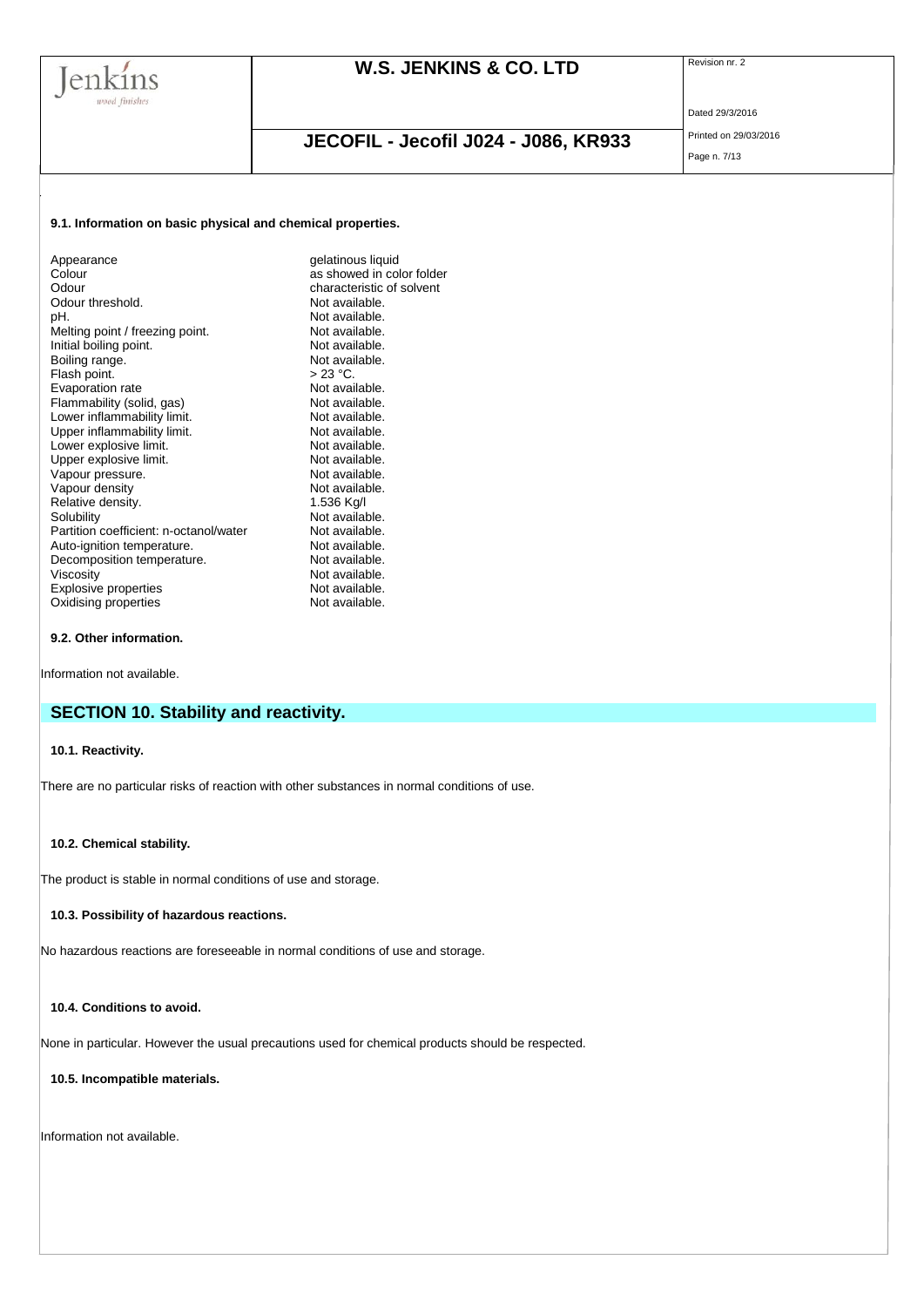### 9.1. Information on basic physical and chemical properties.

| | |
|---|---|
| Appearance | gelatinous liquid |
| Colour | as showed in color folder |
| Odour | characteristic of solvent |
| Odour threshold. | Not available. |
| pH. | Not available. |
| Melting point / freezing point. | Not available. |
| Initial boiling point. | Not available. |
| Boiling range. | Not available. |
| Flash point. | > 23 °C. |
| Evaporation rate | Not available. |
| Flammability (solid, gas) | Not available. |
| Lower inflammability limit. | Not available. |
| Upper inflammability limit. | Not available. |
| Lower explosive limit. | Not available. |
| Upper explosive limit. | Not available. |
| Vapour pressure. | Not available. |
| Vapour density | Not available. |
| Relative density. | 1.536 Kg/l |
| Solubility | Not available. |
| Partition coefficient: n-octanol/water | Not available. |
| Auto-ignition temperature. | Not available. |
| Decomposition temperature. | Not available. |
| Viscosity | Not available. |
| Explosive properties | Not available. |
| Oxidising properties | Not available. |

### 9.2. Other information.

Information not available.

## SECTION 10. Stability and reactivity.

### 10.1. Reactivity.

There are no particular risks of reaction with other substances in normal conditions of use.

### 10.2. Chemical stability.

The product is stable in normal conditions of use and storage.

### 10.3. Possibility of hazardous reactions.

No hazardous reactions are foreseeable in normal conditions of use and storage.

### 10.4. Conditions to avoid.

None in particular. However the usual precautions used for chemical products should be respected.

### 10.5. Incompatible materials.

Information not available.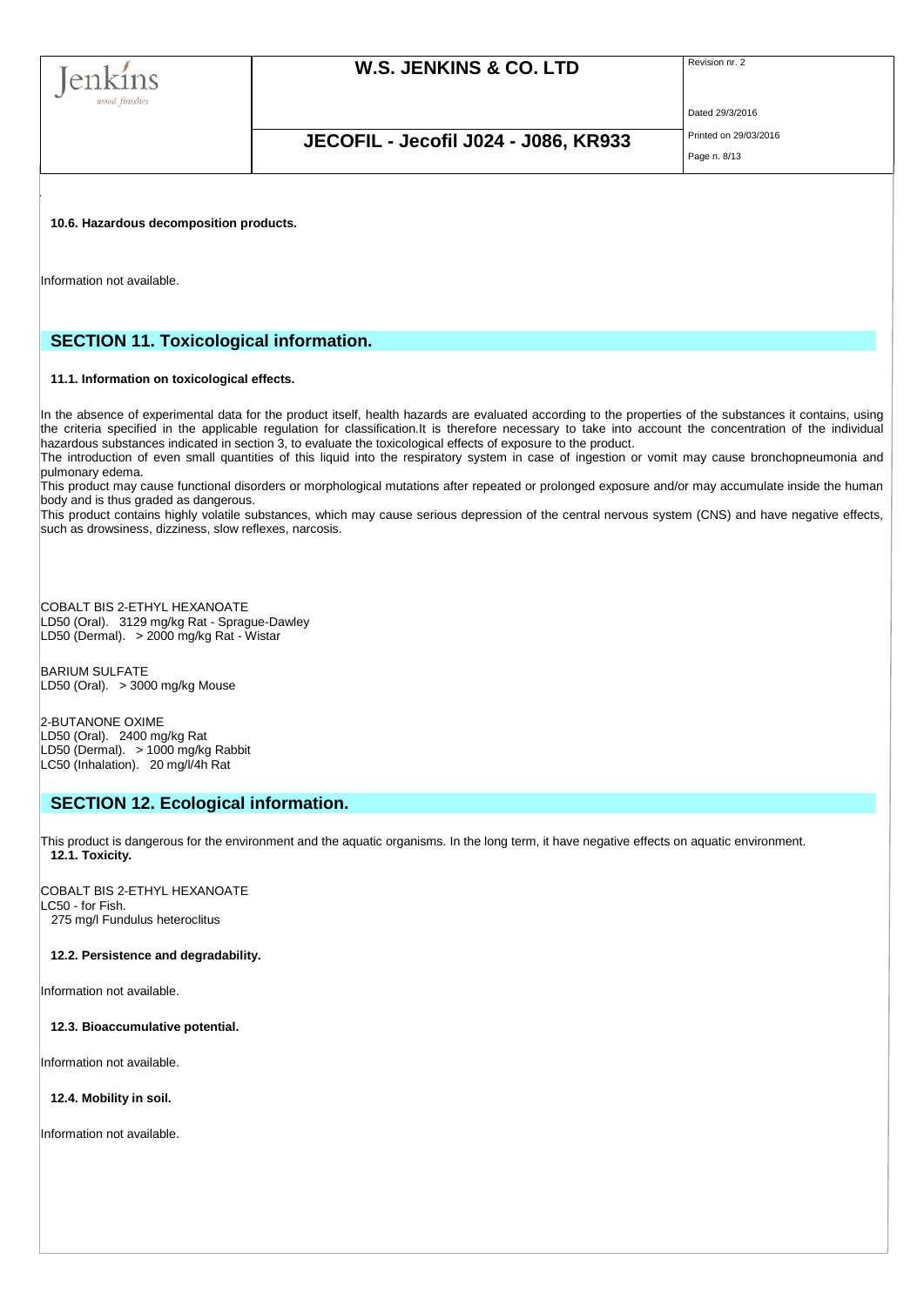### 10.6. Hazardous decomposition products.

Information not available.

## SECTION 11. Toxicological information.

### 11.1. Information on toxicological effects.

In the absence of experimental data for the product itself, health hazards are evaluated according to the properties of the substances it contains, using the criteria specified in the applicable regulation for classification.It is therefore necessary to take into account the concentration of the individual hazardous substances indicated in section 3, to evaluate the toxicological effects of exposure to the product.
The introduction of even small quantities of this liquid into the respiratory system in case of ingestion or vomit may cause bronchopneumonia and pulmonary edema.
This product may cause functional disorders or morphological mutations after repeated or prolonged exposure and/or may accumulate inside the human body and is thus graded as dangerous.
This product contains highly volatile substances, which may cause serious depression of the central nervous system (CNS) and have negative effects, such as drowsiness, dizziness, slow reflexes, narcosis.

COBALT BIS 2-ETHYL HEXANOATE
LD50 (Oral). 3129 mg/kg Rat - Sprague-Dawley
LD50 (Dermal). > 2000 mg/kg Rat - Wistar

BARIUM SULFATE
LD50 (Oral). > 3000 mg/kg Mouse

2-BUTANONE OXIME
LD50 (Oral). 2400 mg/kg Rat
LD50 (Dermal). > 1000 mg/kg Rabbit
LC50 (Inhalation). 20 mg/l/4h Rat

## SECTION 12. Ecological information.

This product is dangerous for the environment and the aquatic organisms. In the long term, it have negative effects on aquatic environment.

### 12.1. Toxicity.

COBALT BIS 2-ETHYL HEXANOATE
LC50 - for Fish.
275 mg/l Fundulus heteroclitus

### 12.2. Persistence and degradability.

Information not available.

### 12.3. Bioaccumulative potential.

Information not available.

### 12.4. Mobility in soil.

Information not available.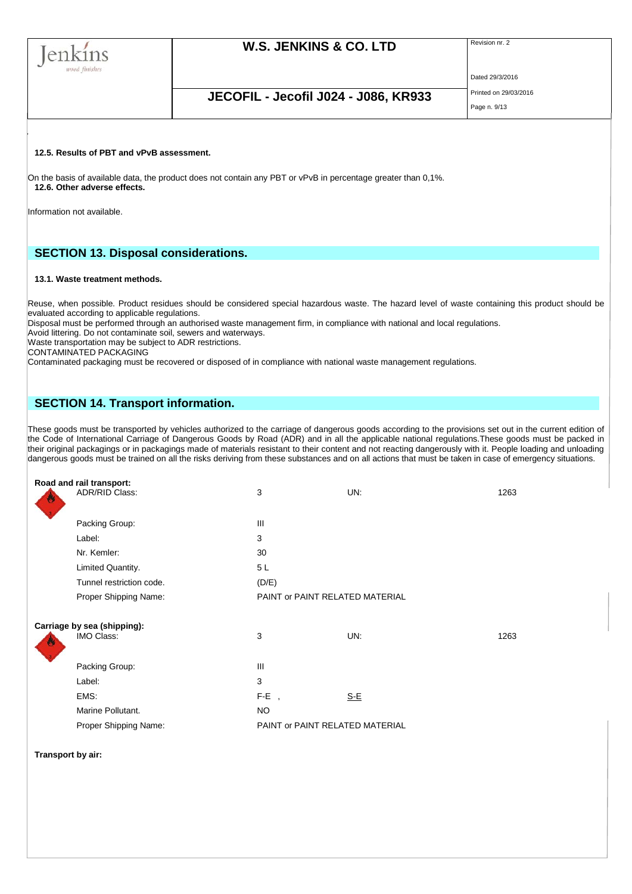**12.5. Results of PBT and vPvB assessment.**

On the basis of available data, the product does not contain any PBT or vPvB in percentage greater than 0,1%.

**12.6. Other adverse effects.**

Information not available.

## SECTION 13. Disposal considerations.

**13.1. Waste treatment methods.**

Reuse, when possible. Product residues should be considered special hazardous waste. The hazard level of waste containing this product should be evaluated according to applicable regulations.
Disposal must be performed through an authorised waste management firm, in compliance with national and local regulations.
Avoid littering. Do not contaminate soil, sewers and waterways.
Waste transportation may be subject to ADR restrictions.
CONTAMINATED PACKAGING
Contaminated packaging must be recovered or disposed of in compliance with national waste management regulations.

## SECTION 14. Transport information.

These goods must be transported by vehicles authorized to the carriage of dangerous goods according to the provisions set out in the current edition of the Code of International Carriage of Dangerous Goods by Road (ADR) and in all the applicable national regulations.These goods must be packed in their original packagings or in packagings made of materials resistant to their content and not reacting dangerously with it. People loading and unloading dangerous goods must be trained on all the risks deriving from these substances and on all actions that must be taken in case of emergency situations.

**Road and rail transport:**

| | | | |
|---|---|---|---|
| ADR/RID Class: | 3 | UN: | 1263 |
| Packing Group: | III | | |
| Label: | 3 | | |
| Nr. Kemler: | 30 | | |
| Limited Quantity. | 5 L | | |
| Tunnel restriction code. | (D/E) | | |
| Proper Shipping Name: | PAINT or PAINT RELATED MATERIAL | | |

**Carriage by sea (shipping):**

| | | | |
|---|---|---|---|
| IMO Class: | 3 | UN: | 1263 |
| Packing Group: | III | | |
| Label: | 3 | | |
| EMS: | F-E , | S-E | |
| Marine Pollutant. | NO | | |
| Proper Shipping Name: | PAINT or PAINT RELATED MATERIAL | | |

**Transport by air:**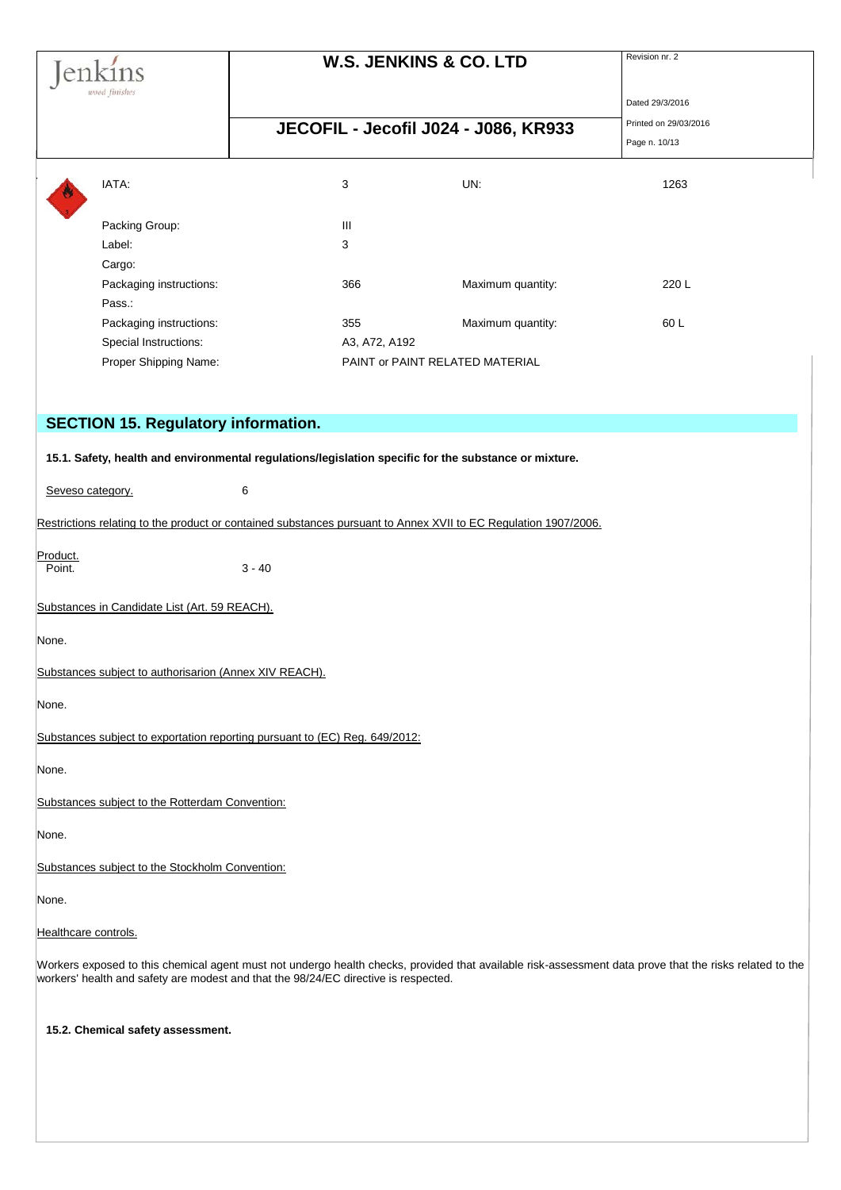| | | | |
|---|---|---|---|
| IATA: | 3 | UN: | 1263 |
| Packing Group: | III | | |
| Label: | 3 | | |
| Cargo: | | | |
| Packaging instructions: | 366 | Maximum quantity: | 220 L |
| Pass.: | | | |
| Packaging instructions: | 355 | Maximum quantity: | 60 L |
| Special Instructions: | A3, A72, A192 | | |
| Proper Shipping Name: | PAINT or PAINT RELATED MATERIAL | | |

## SECTION 15. Regulatory information.

**15.1. Safety, health and environmental regulations/legislation specific for the substance or mixture.**

Seveso category. 6

Restrictions relating to the product or contained substances pursuant to Annex XVII to EC Regulation 1907/2006.

Product.
Point. 3 - 40

Substances in Candidate List (Art. 59 REACH).

None.

Substances subject to authorisarion (Annex XIV REACH).

None.

Substances subject to exportation reporting pursuant to (EC) Reg. 649/2012:

None.

Substances subject to the Rotterdam Convention:

None.

Substances subject to the Stockholm Convention:

None.

Healthcare controls.

Workers exposed to this chemical agent must not undergo health checks, provided that available risk-assessment data prove that the risks related to the workers' health and safety are modest and that the 98/24/EC directive is respected.

**15.2. Chemical safety assessment.**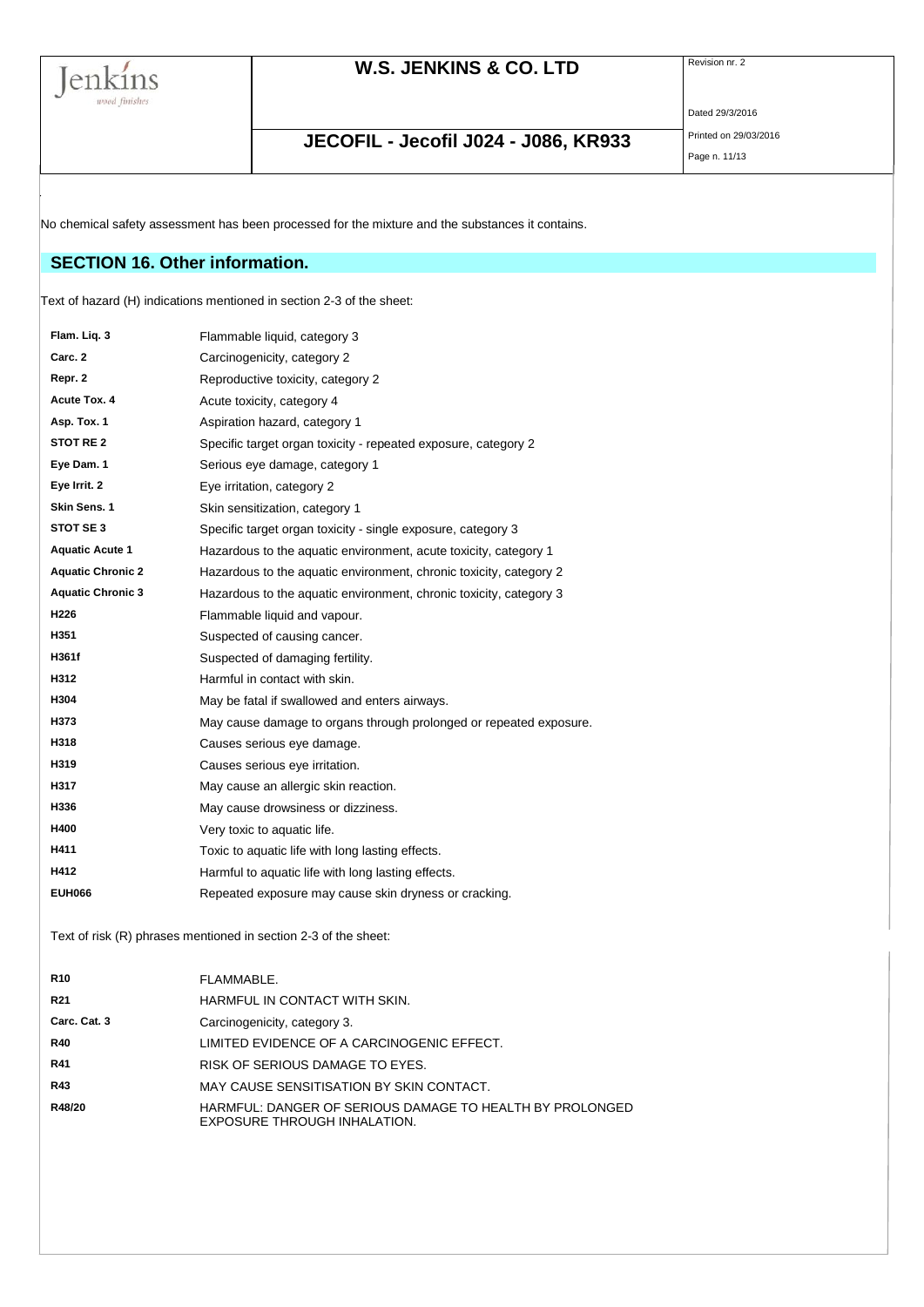No chemical safety assessment has been processed for the mixture and the substances it contains.

## SECTION 16. Other information.

Text of hazard (H) indications mentioned in section 2-3 of the sheet:

| | |
|---|---|
| **Flam. Liq. 3** | Flammable liquid, category 3 |
| **Carc. 2** | Carcinogenicity, category 2 |
| **Repr. 2** | Reproductive toxicity, category 2 |
| **Acute Tox. 4** | Acute toxicity, category 4 |
| **Asp. Tox. 1** | Aspiration hazard, category 1 |
| **STOT RE 2** | Specific target organ toxicity - repeated exposure, category 2 |
| **Eye Dam. 1** | Serious eye damage, category 1 |
| **Eye Irrit. 2** | Eye irritation, category 2 |
| **Skin Sens. 1** | Skin sensitization, category 1 |
| **STOT SE 3** | Specific target organ toxicity - single exposure, category 3 |
| **Aquatic Acute 1** | Hazardous to the aquatic environment, acute toxicity, category 1 |
| **Aquatic Chronic 2** | Hazardous to the aquatic environment, chronic toxicity, category 2 |
| **Aquatic Chronic 3** | Hazardous to the aquatic environment, chronic toxicity, category 3 |
| **H226** | Flammable liquid and vapour. |
| **H351** | Suspected of causing cancer. |
| **H361f** | Suspected of damaging fertility. |
| **H312** | Harmful in contact with skin. |
| **H304** | May be fatal if swallowed and enters airways. |
| **H373** | May cause damage to organs through prolonged or repeated exposure. |
| **H318** | Causes serious eye damage. |
| **H319** | Causes serious eye irritation. |
| **H317** | May cause an allergic skin reaction. |
| **H336** | May cause drowsiness or dizziness. |
| **H400** | Very toxic to aquatic life. |
| **H411** | Toxic to aquatic life with long lasting effects. |
| **H412** | Harmful to aquatic life with long lasting effects. |
| **EUH066** | Repeated exposure may cause skin dryness or cracking. |

Text of risk (R) phrases mentioned in section 2-3 of the sheet:

| | |
|---|---|
| **R10** | FLAMMABLE. |
| **R21** | HARMFUL IN CONTACT WITH SKIN. |
| **Carc. Cat. 3** | Carcinogenicity, category 3. |
| **R40** | LIMITED EVIDENCE OF A CARCINOGENIC EFFECT. |
| **R41** | RISK OF SERIOUS DAMAGE TO EYES. |
| **R43** | MAY CAUSE SENSITISATION BY SKIN CONTACT. |
| **R48/20** | HARMFUL: DANGER OF SERIOUS DAMAGE TO HEALTH BY PROLONGED EXPOSURE THROUGH INHALATION. |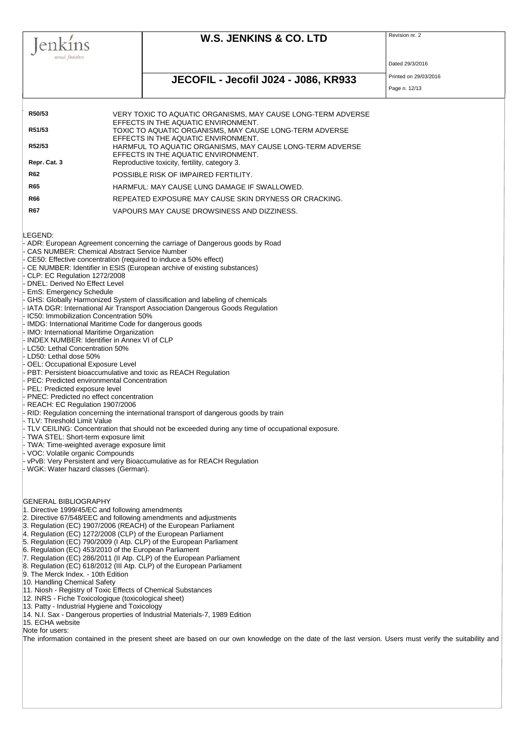| | |
|---|---|
| **R50/53** | VERY TOXIC TO AQUATIC ORGANISMS, MAY CAUSE LONG-TERM ADVERSE EFFECTS IN THE AQUATIC ENVIRONMENT. |
| **R51/53** | TOXIC TO AQUATIC ORGANISMS, MAY CAUSE LONG-TERM ADVERSE EFFECTS IN THE AQUATIC ENVIRONMENT. |
| **R52/53** | HARMFUL TO AQUATIC ORGANISMS, MAY CAUSE LONG-TERM ADVERSE EFFECTS IN THE AQUATIC ENVIRONMENT. |
| **Repr. Cat. 3** | Reproductive toxicity, fertility, category 3. |
| **R62** | POSSIBLE RISK OF IMPAIRED FERTILITY. |
| **R65** | HARMFUL: MAY CAUSE LUNG DAMAGE IF SWALLOWED. |
| **R66** | REPEATED EXPOSURE MAY CAUSE SKIN DRYNESS OR CRACKING. |
| **R67** | VAPOURS MAY CAUSE DROWSINESS AND DIZZINESS. |

LEGEND:

- ADR: European Agreement concerning the carriage of Dangerous goods by Road
- CAS NUMBER: Chemical Abstract Service Number
- CE50: Effective concentration (required to induce a 50% effect)
- CE NUMBER: Identifier in ESIS (European archive of existing substances)
- CLP: EC Regulation 1272/2008
- DNEL: Derived No Effect Level
- EmS: Emergency Schedule
- GHS: Globally Harmonized System of classification and labeling of chemicals
- IATA DGR: International Air Transport Association Dangerous Goods Regulation
- IC50: Immobilization Concentration 50%
- IMDG: International Maritime Code for dangerous goods
- IMO: International Maritime Organization
- INDEX NUMBER: Identifier in Annex VI of CLP
- LC50: Lethal Concentration 50%
- LD50: Lethal dose 50%
- OEL: Occupational Exposure Level
- PBT: Persistent bioaccumulative and toxic as REACH Regulation
- PEC: Predicted environmental Concentration
- PEL: Predicted exposure level
- PNEC: Predicted no effect concentration
- REACH: EC Regulation 1907/2006
- RID: Regulation concerning the international transport of dangerous goods by train
- TLV: Threshold Limit Value
- TLV CEILING: Concentration that should not be exceeded during any time of occupational exposure.
- TWA STEL: Short-term exposure limit
- TWA: Time-weighted average exposure limit
- VOC: Volatile organic Compounds
- vPvB: Very Persistent and very Bioaccumulative as for REACH Regulation
- WGK: Water hazard classes (German).

GENERAL BIBLIOGRAPHY

1. Directive 1999/45/EC and following amendments
2. Directive 67/548/EEC and following amendments and adjustments
3. Regulation (EC) 1907/2006 (REACH) of the European Parliament
4. Regulation (EC) 1272/2008 (CLP) of the European Parliament
5. Regulation (EC) 790/2009 (I Atp. CLP) of the European Parliament
6. Regulation (EC) 453/2010 of the European Parliament
7. Regulation (EC) 286/2011 (II Atp. CLP) of the European Parliament
8. Regulation (EC) 618/2012 (III Atp. CLP) of the European Parliament
9. The Merck Index. - 10th Edition
10. Handling Chemical Safety
11. Niosh - Registry of Toxic Effects of Chemical Substances
12. INRS - Fiche Toxicologique (toxicological sheet)
13. Patty - Industrial Hygiene and Toxicology
14. N.I. Sax - Dangerous properties of Industrial Materials-7, 1989 Edition
15. ECHA website

Note for users:

The information contained in the present sheet are based on our own knowledge on the date of the last version. Users must verify the suitability and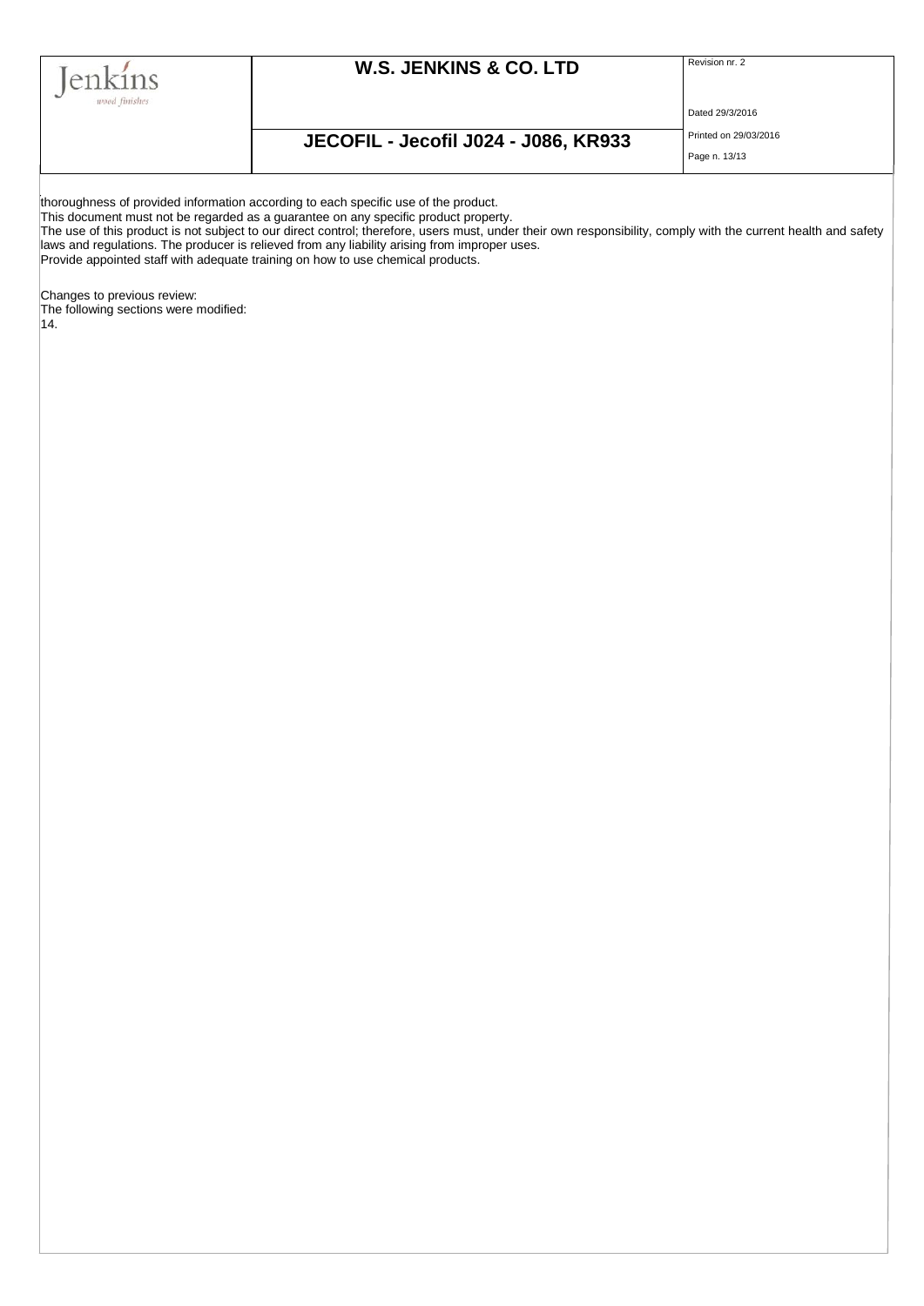thoroughness of provided information according to each specific use of the product.
This document must not be regarded as a guarantee on any specific product property.
The use of this product is not subject to our direct control; therefore, users must, under their own responsibility, comply with the current health and safety laws and regulations. The producer is relieved from any liability arising from improper uses.
Provide appointed staff with adequate training on how to use chemical products.

Changes to previous review:
The following sections were modified:
14.